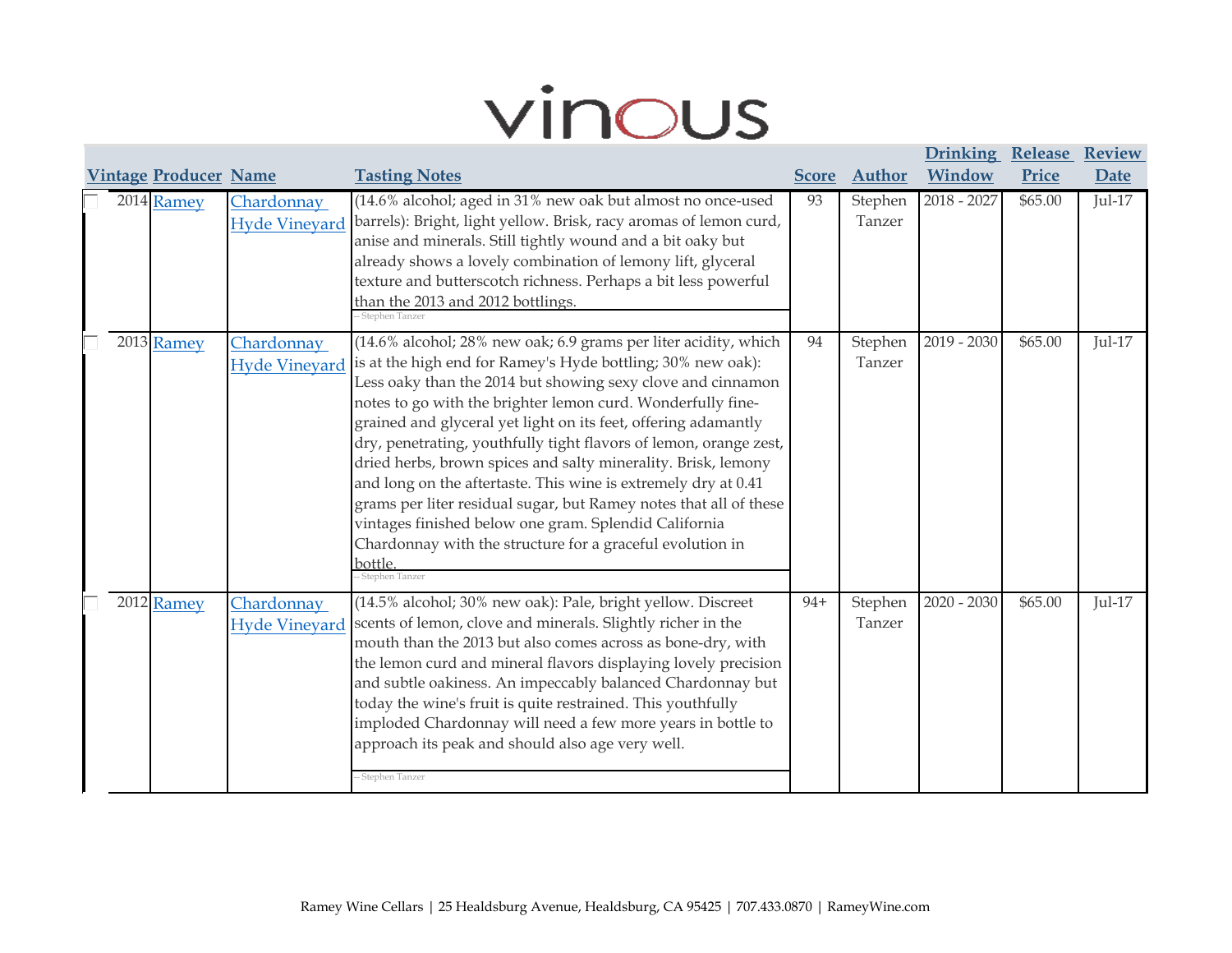# vinous

| Vintage | Producer | Name | Tasting Notes | Score | Author | Drinking Window | Release Price | Review Date |
|---|---|---|---|---|---|---|---|---|
| 2014 | Ramey | Chardonnay Hyde Vineyard | (14.6% alcohol; aged in 31% new oak but almost no once-used barrels): Bright, light yellow. Brisk, racy aromas of lemon curd, anise and minerals. Still tightly wound and a bit oaky but already shows a lovely combination of lemony lift, glyceral texture and butterscotch richness. Perhaps a bit less powerful than the 2013 and 2012 bottlings. -- Stephen Tanzer | 93 | Stephen Tanzer | 2018 - 2027 | $65.00 | Jul-17 |
| 2013 | Ramey | Chardonnay Hyde Vineyard | (14.6% alcohol; 28% new oak; 6.9 grams per liter acidity, which is at the high end for Ramey's Hyde bottling; 30% new oak): Less oaky than the 2014 but showing sexy clove and cinnamon notes to go with the brighter lemon curd. Wonderfully fine-grained and glyceral yet light on its feet, offering adamantly dry, penetrating, youthfully tight flavors of lemon, orange zest, dried herbs, brown spices and salty minerality. Brisk, lemony and long on the aftertaste. This wine is extremely dry at 0.41 grams per liter residual sugar, but Ramey notes that all of these vintages finished below one gram. Splendid California Chardonnay with the structure for a graceful evolution in bottle. -- Stephen Tanzer | 94 | Stephen Tanzer | 2019 - 2030 | $65.00 | Jul-17 |
| 2012 | Ramey | Chardonnay Hyde Vineyard | (14.5% alcohol; 30% new oak): Pale, bright yellow. Discreet scents of lemon, clove and minerals. Slightly richer in the mouth than the 2013 but also comes across as bone-dry, with the lemon curd and mineral flavors displaying lovely precision and subtle oakiness. An impeccably balanced Chardonnay but today the wine's fruit is quite restrained. This youthfully imploded Chardonnay will need a few more years in bottle to approach its peak and should also age very well. -- Stephen Tanzer | 94+ | Stephen Tanzer | 2020 - 2030 | $65.00 | Jul-17 |

Ramey Wine Cellars | 25 Healdsburg Avenue, Healdsburg, CA 95425 | 707.433.0870 | RameyWine.com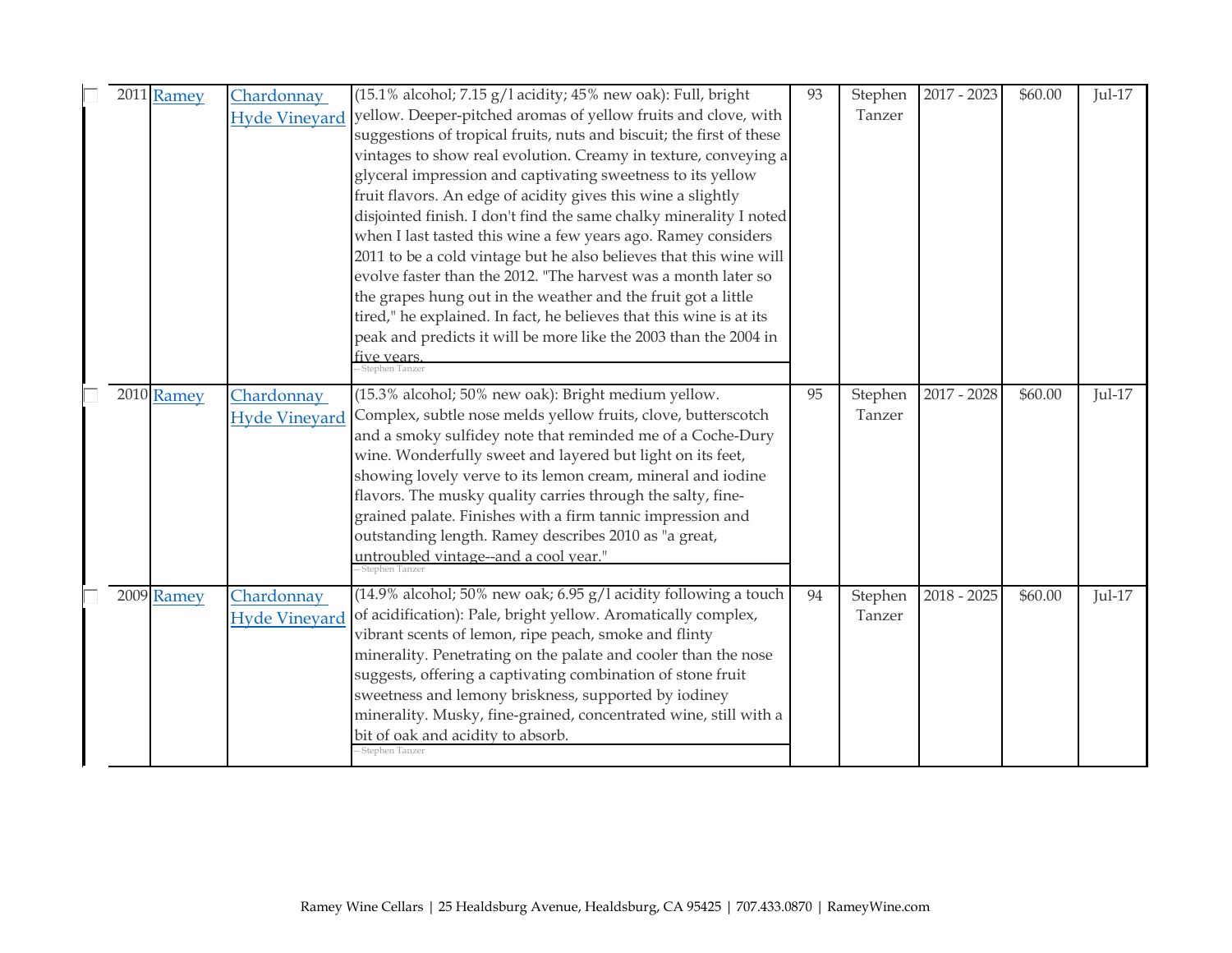| | | | | | | | | | |
|---|---|---|---|---|---|---|---|---|---|
| ☐ | 2011 | Ramey | Chardonnay Hyde Vineyard | (15.1% alcohol; 7.15 g/l acidity; 45% new oak): Full, bright yellow. Deeper-pitched aromas of yellow fruits and clove, with suggestions of tropical fruits, nuts and biscuit; the first of these vintages to show real evolution. Creamy in texture, conveying a glyceral impression and captivating sweetness to its yellow fruit flavors. An edge of acidity gives this wine a slightly disjointed finish. I don't find the same chalky minerality I noted when I last tasted this wine a few years ago. Ramey considers 2011 to be a cold vintage but he also believes that this wine will evolve faster than the 2012. "The harvest was a month later so the grapes hung out in the weather and the fruit got a little tired," he explained. In fact, he believes that this wine is at its peak and predicts it will be more like the 2003 than the 2004 in five years. -- Stephen Tanzer | 93 | Stephen Tanzer | 2017 - 2023 | $60.00 | Jul-17 |
| ☐ | 2010 | Ramey | Chardonnay Hyde Vineyard | (15.3% alcohol; 50% new oak): Bright medium yellow. Complex, subtle nose melds yellow fruits, clove, butterscotch and a smoky sulfidey note that reminded me of a Coche-Dury wine. Wonderfully sweet and layered but light on its feet, showing lovely verve to its lemon cream, mineral and iodine flavors. The musky quality carries through the salty, fine-grained palate. Finishes with a firm tannic impression and outstanding length. Ramey describes 2010 as "a great, untroubled vintage--and a cool year." -- Stephen Tanzer | 95 | Stephen Tanzer | 2017 - 2028 | $60.00 | Jul-17 |
| ☐ | 2009 | Ramey | Chardonnay Hyde Vineyard | (14.9% alcohol; 50% new oak; 6.95 g/l acidity following a touch of acidification): Pale, bright yellow. Aromatically complex, vibrant scents of lemon, ripe peach, smoke and flinty minerality. Penetrating on the palate and cooler than the nose suggests, offering a captivating combination of stone fruit sweetness and lemony briskness, supported by iodiney minerality. Musky, fine-grained, concentrated wine, still with a bit of oak and acidity to absorb. -- Stephen Tanzer | 94 | Stephen Tanzer | 2018 - 2025 | $60.00 | Jul-17 |

Ramey Wine Cellars | 25 Healdsburg Avenue, Healdsburg, CA 95425 | 707.433.0870 | RameyWine.com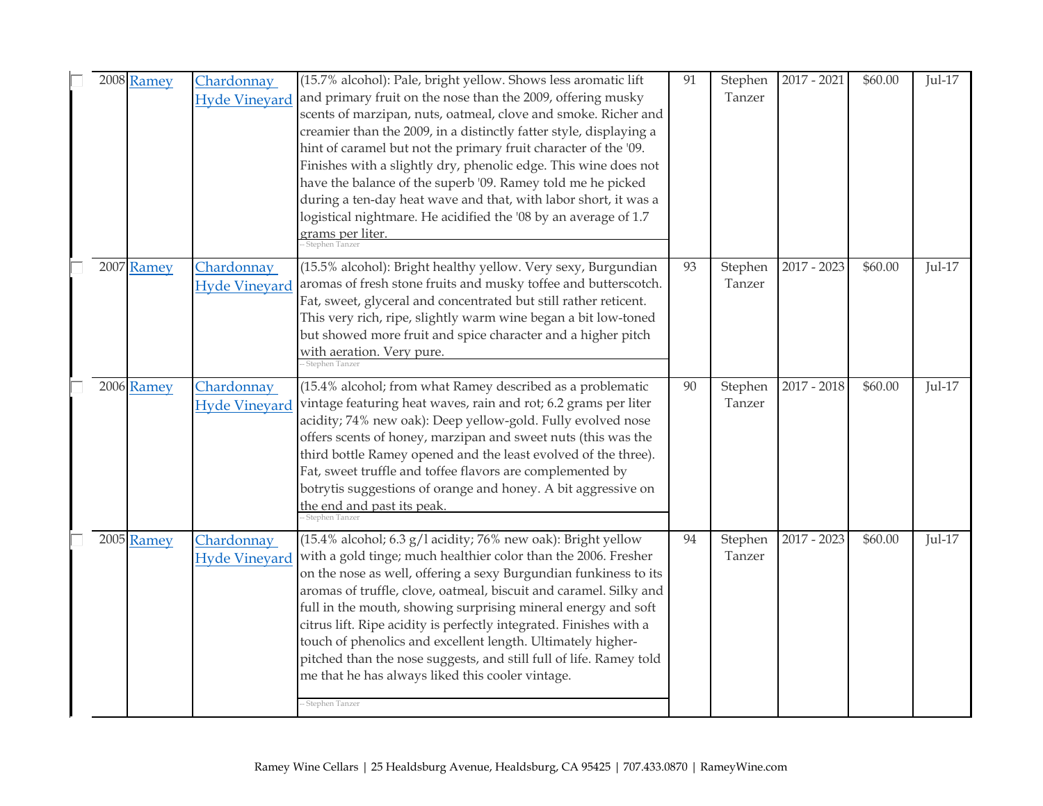| | | | | | | | | | |
|---|---|---|---|---|---|---|---|---|---|
| ☐ | 2008 | Ramey | Chardonnay Hyde Vineyard | (15.7% alcohol): Pale, bright yellow. Shows less aromatic lift and primary fruit on the nose than the 2009, offering musky scents of marzipan, nuts, oatmeal, clove and smoke. Richer and creamier than the 2009, in a distinctly fatter style, displaying a hint of caramel but not the primary fruit character of the '09. Finishes with a slightly dry, phenolic edge. This wine does not have the balance of the superb '09. Ramey told me he picked during a ten-day heat wave and that, with labor short, it was a logistical nightmare. He acidified the '08 by an average of 1.7 grams per liter. -- Stephen Tanzer | 91 | Stephen Tanzer | 2017 - 2021 | $60.00 | Jul-17 |
| ☐ | 2007 | Ramey | Chardonnay Hyde Vineyard | (15.5% alcohol): Bright healthy yellow. Very sexy, Burgundian aromas of fresh stone fruits and musky toffee and butterscotch. Fat, sweet, glyceral and concentrated but still rather reticent. This very rich, ripe, slightly warm wine began a bit low-toned but showed more fruit and spice character and a higher pitch with aeration. Very pure. -- Stephen Tanzer | 93 | Stephen Tanzer | 2017 - 2023 | $60.00 | Jul-17 |
| ☐ | 2006 | Ramey | Chardonnay Hyde Vineyard | (15.4% alcohol; from what Ramey described as a problematic vintage featuring heat waves, rain and rot; 6.2 grams per liter acidity; 74% new oak): Deep yellow-gold. Fully evolved nose offers scents of honey, marzipan and sweet nuts (this was the third bottle Ramey opened and the least evolved of the three). Fat, sweet truffle and toffee flavors are complemented by botrytis suggestions of orange and honey. A bit aggressive on the end and past its peak. -- Stephen Tanzer | 90 | Stephen Tanzer | 2017 - 2018 | $60.00 | Jul-17 |
| ☐ | 2005 | Ramey | Chardonnay Hyde Vineyard | (15.4% alcohol; 6.3 g/l acidity; 76% new oak): Bright yellow with a gold tinge; much healthier color than the 2006. Fresher on the nose as well, offering a sexy Burgundian funkiness to its aromas of truffle, clove, oatmeal, biscuit and caramel. Silky and full in the mouth, showing surprising mineral energy and soft citrus lift. Ripe acidity is perfectly integrated. Finishes with a touch of phenolics and excellent length. Ultimately higher-pitched than the nose suggests, and still full of life. Ramey told me that he has always liked this cooler vintage. -- Stephen Tanzer | 94 | Stephen Tanzer | 2017 - 2023 | $60.00 | Jul-17 |

Ramey Wine Cellars | 25 Healdsburg Avenue, Healdsburg, CA 95425 | 707.433.0870 | RameyWine.com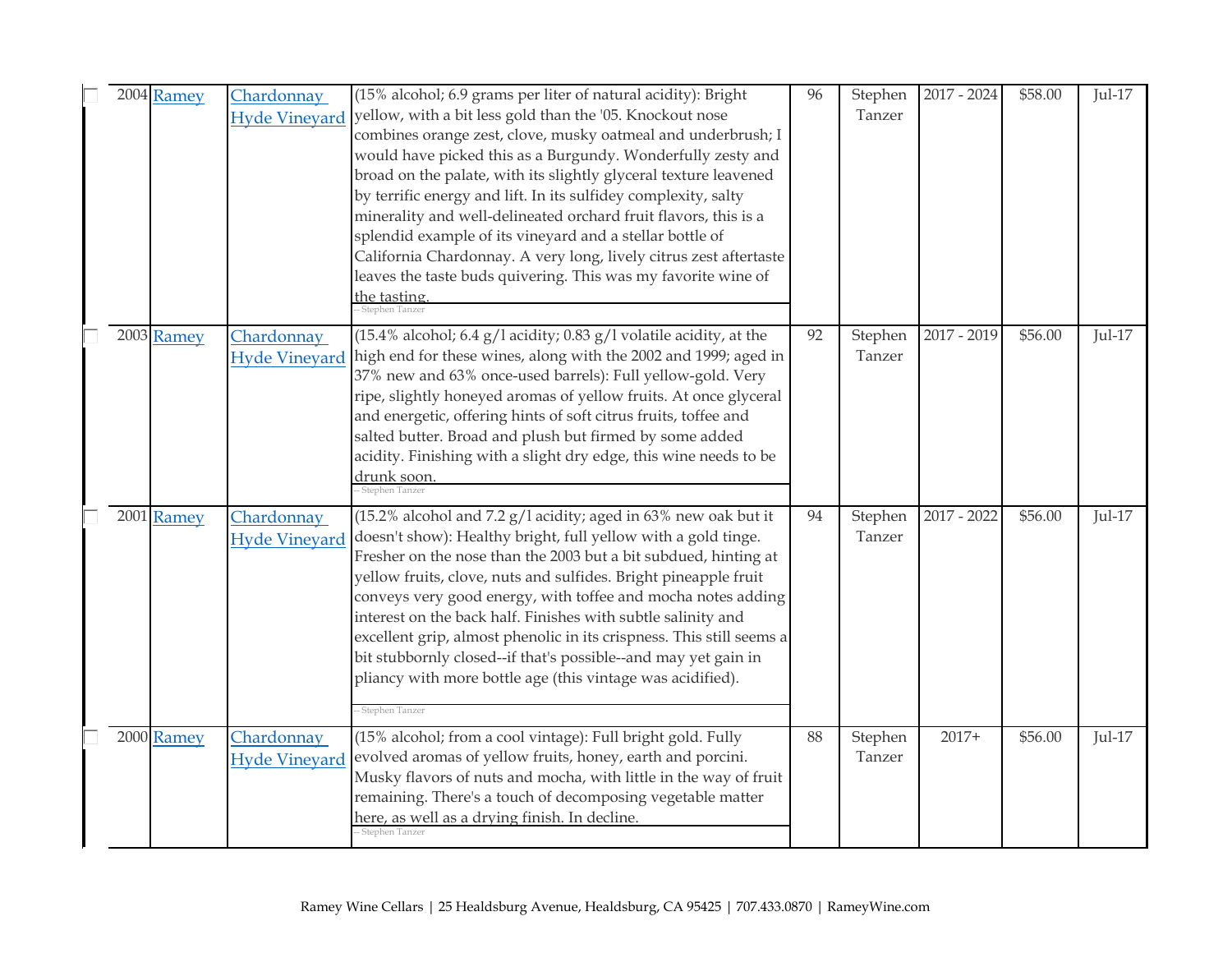| | | | | | | | | | |
|---|---|---|---|---|---|---|---|---|---|
| ☐ | 2004 | Ramey | Chardonnay Hyde Vineyard | (15% alcohol; 6.9 grams per liter of natural acidity): Bright yellow, with a bit less gold than the '05. Knockout nose combines orange zest, clove, musky oatmeal and underbrush; I would have picked this as a Burgundy. Wonderfully zesty and broad on the palate, with its slightly glyceral texture leavened by terrific energy and lift. In its sulfidey complexity, salty minerality and well-delineated orchard fruit flavors, this is a splendid example of its vineyard and a stellar bottle of California Chardonnay. A very long, lively citrus zest aftertaste leaves the taste buds quivering. This was my favorite wine of the tasting. -- Stephen Tanzer | 96 | Stephen Tanzer | 2017 - 2024 | $58.00 | Jul-17 |
| ☐ | 2003 | Ramey | Chardonnay Hyde Vineyard | (15.4% alcohol; 6.4 g/l acidity; 0.83 g/l volatile acidity, at the high end for these wines, along with the 2002 and 1999; aged in 37% new and 63% once-used barrels): Full yellow-gold. Very ripe, slightly honeyed aromas of yellow fruits. At once glyceral and energetic, offering hints of soft citrus fruits, toffee and salted butter. Broad and plush but firmed by some added acidity. Finishing with a slight dry edge, this wine needs to be drunk soon. -- Stephen Tanzer | 92 | Stephen Tanzer | 2017 - 2019 | $56.00 | Jul-17 |
| ☐ | 2001 | Ramey | Chardonnay Hyde Vineyard | (15.2% alcohol and 7.2 g/l acidity; aged in 63% new oak but it doesn't show): Healthy bright, full yellow with a gold tinge. Fresher on the nose than the 2003 but a bit subdued, hinting at yellow fruits, clove, nuts and sulfides. Bright pineapple fruit conveys very good energy, with toffee and mocha notes adding interest on the back half. Finishes with subtle salinity and excellent grip, almost phenolic in its crispness. This still seems a bit stubbornly closed--if that's possible--and may yet gain in pliancy with more bottle age (this vintage was acidified). -- Stephen Tanzer | 94 | Stephen Tanzer | 2017 - 2022 | $56.00 | Jul-17 |
| ☐ | 2000 | Ramey | Chardonnay Hyde Vineyard | (15% alcohol; from a cool vintage): Full bright gold. Fully evolved aromas of yellow fruits, honey, earth and porcini. Musky flavors of nuts and mocha, with little in the way of fruit remaining. There's a touch of decomposing vegetable matter here, as well as a drying finish. In decline. -- Stephen Tanzer | 88 | Stephen Tanzer | 2017+ | $56.00 | Jul-17 |

Ramey Wine Cellars | 25 Healdsburg Avenue, Healdsburg, CA 95425 | 707.433.0870 | RameyWine.com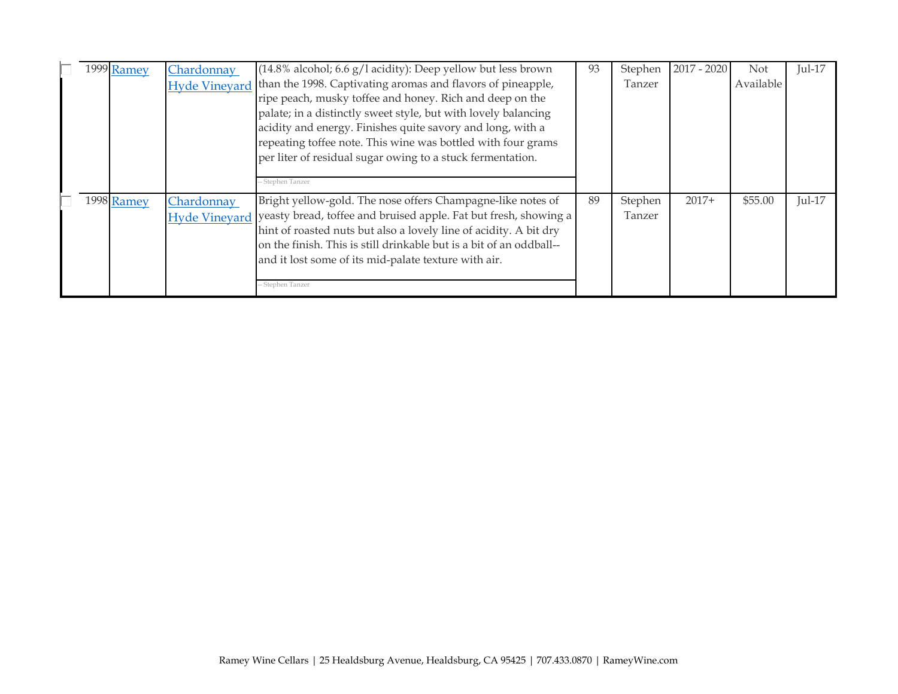| | | | | | | | | | |
|---|---|---|---|---|---|---|---|---|---|
| ☐ | 1999 | Ramey | Chardonnay Hyde Vineyard | (14.8% alcohol; 6.6 g/l acidity): Deep yellow but less brown than the 1998. Captivating aromas and flavors of pineapple, ripe peach, musky toffee and honey. Rich and deep on the palate; in a distinctly sweet style, but with lovely balancing acidity and energy. Finishes quite savory and long, with a repeating toffee note. This wine was bottled with four grams per liter of residual sugar owing to a stuck fermentation. -- Stephen Tanzer | 93 | Stephen Tanzer | 2017 - 2020 | Not Available | Jul-17 |
| ☐ | 1998 | Ramey | Chardonnay Hyde Vineyard | Bright yellow-gold. The nose offers Champagne-like notes of yeasty bread, toffee and bruised apple. Fat but fresh, showing a hint of roasted nuts but also a lovely line of acidity. A bit dry on the finish. This is still drinkable but is a bit of an oddball--and it lost some of its mid-palate texture with air. -- Stephen Tanzer | 89 | Stephen Tanzer | 2017+ | $55.00 | Jul-17 |

Ramey Wine Cellars | 25 Healdsburg Avenue, Healdsburg, CA 95425 | 707.433.0870 | RameyWine.com